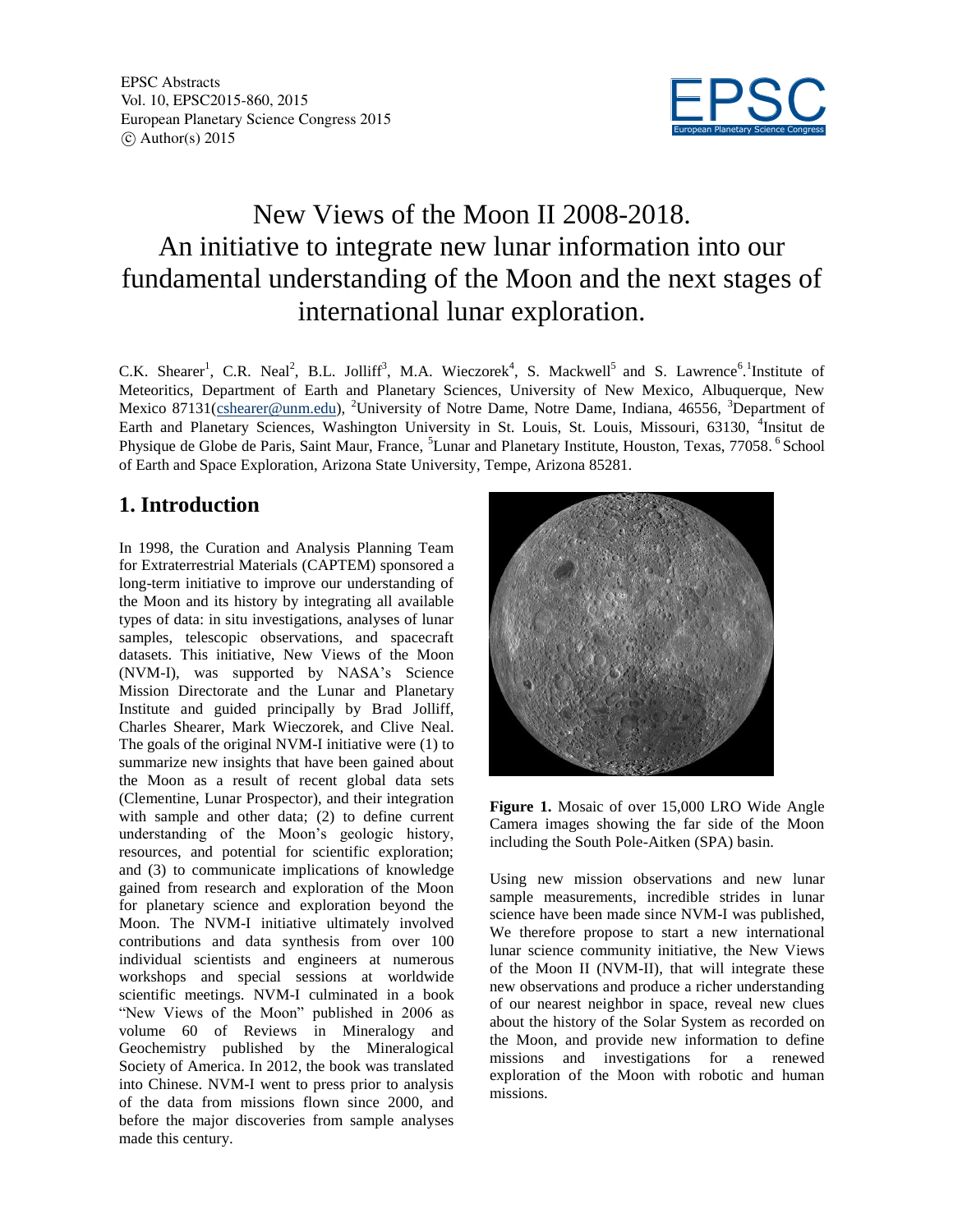# New Views of the Moon II 2008-2018. An initiative to integrate new lunar information into our fundamental understanding of the Moon and the next stages of international lunar exploration.

C.K. Shearer[1], C.R. Neal[2], B.L. Jolliff[3], M.A. Wieczorek[4], S. Mackwell[5] and S. Lawrence[6]. [1]Institute of Meteoritics, Department of Earth and Planetary Sciences, University of New Mexico, Albuquerque, New Mexico 87131(cshearer@unm.edu), [2]University of Notre Dame, Notre Dame, Indiana, 46556, [3]Department of Earth and Planetary Sciences, Washington University in St. Louis, St. Louis, Missouri, 63130, [4]Insitut de Physique de Globe de Paris, Saint Maur, France, [5]Lunar and Planetary Institute, Houston, Texas, 77058. [6]School of Earth and Space Exploration, Arizona State University, Tempe, Arizona 85281.

## 1. Introduction

In 1998, the Curation and Analysis Planning Team for Extraterrestrial Materials (CAPTEM) sponsored a long-term initiative to improve our understanding of the Moon and its history by integrating all available types of data: in situ investigations, analyses of lunar samples, telescopic observations, and spacecraft datasets. This initiative, New Views of the Moon (NVM-I), was supported by NASA's Science Mission Directorate and the Lunar and Planetary Institute and guided principally by Brad Jolliff, Charles Shearer, Mark Wieczorek, and Clive Neal. The goals of the original NVM-I initiative were (1) to summarize new insights that have been gained about the Moon as a result of recent global data sets (Clementine, Lunar Prospector), and their integration with sample and other data; (2) to define current understanding of the Moon's geologic history, resources, and potential for scientific exploration; and (3) to communicate implications of knowledge gained from research and exploration of the Moon for planetary science and exploration beyond the Moon. The NVM-I initiative ultimately involved contributions and data synthesis from over 100 individual scientists and engineers at numerous workshops and special sessions at worldwide scientific meetings. NVM-I culminated in a book "New Views of the Moon" published in 2006 as volume 60 of Reviews in Mineralogy and Geochemistry published by the Mineralogical Society of America. In 2012, the book was translated into Chinese. NVM-I went to press prior to analysis of the data from missions flown since 2000, and before the major discoveries from sample analyses made this century.

**Figure 1.** Mosaic of over 15,000 LRO Wide Angle Camera images showing the far side of the Moon including the South Pole-Aitken (SPA) basin.

Using new mission observations and new lunar sample measurements, incredible strides in lunar science have been made since NVM-I was published, We therefore propose to start a new international lunar science community initiative, the New Views of the Moon II (NVM-II), that will integrate these new observations and produce a richer understanding of our nearest neighbor in space, reveal new clues about the history of the Solar System as recorded on the Moon, and provide new information to define missions and investigations for a renewed exploration of the Moon with robotic and human missions.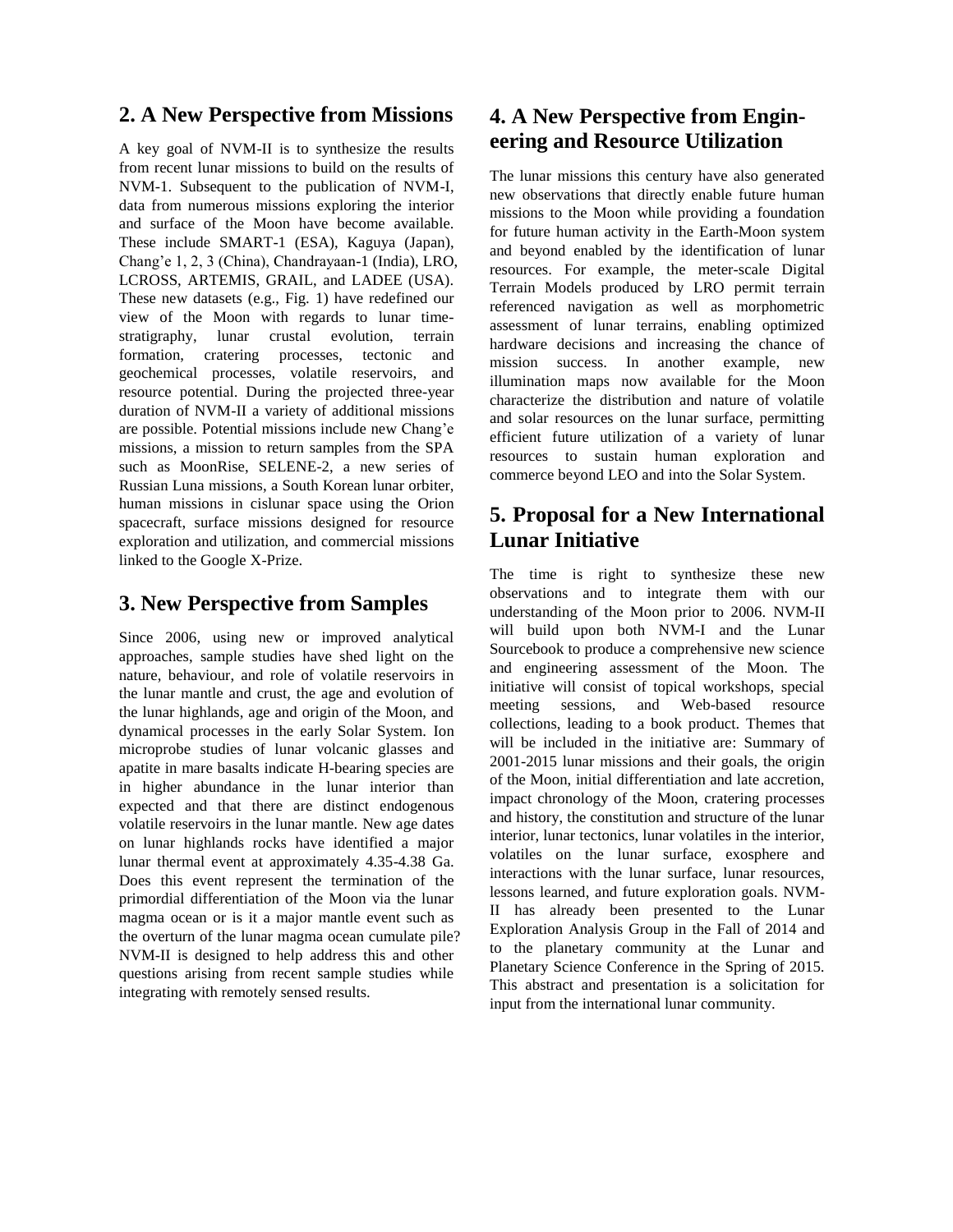## 2. A New Perspective from Missions

A key goal of NVM-II is to synthesize the results from recent lunar missions to build on the results of NVM-1. Subsequent to the publication of NVM-I, data from numerous missions exploring the interior and surface of the Moon have become available. These include SMART-1 (ESA), Kaguya (Japan), Chang'e 1, 2, 3 (China), Chandrayaan-1 (India), LRO, LCROSS, ARTEMIS, GRAIL, and LADEE (USA). These new datasets (e.g., Fig. 1) have redefined our view of the Moon with regards to lunar time-stratigraphy, lunar crustal evolution, terrain formation, cratering processes, tectonic and geochemical processes, volatile reservoirs, and resource potential. During the projected three-year duration of NVM-II a variety of additional missions are possible. Potential missions include new Chang'e missions, a mission to return samples from the SPA such as MoonRise, SELENE-2, a new series of Russian Luna missions, a South Korean lunar orbiter, human missions in cislunar space using the Orion spacecraft, surface missions designed for resource exploration and utilization, and commercial missions linked to the Google X-Prize.

## 3. New Perspective from Samples

Since 2006, using new or improved analytical approaches, sample studies have shed light on the nature, behaviour, and role of volatile reservoirs in the lunar mantle and crust, the age and evolution of the lunar highlands, age and origin of the Moon, and dynamical processes in the early Solar System. Ion microprobe studies of lunar volcanic glasses and apatite in mare basalts indicate H-bearing species are in higher abundance in the lunar interior than expected and that there are distinct endogenous volatile reservoirs in the lunar mantle. New age dates on lunar highlands rocks have identified a major lunar thermal event at approximately 4.35-4.38 Ga. Does this event represent the termination of the primordial differentiation of the Moon via the lunar magma ocean or is it a major mantle event such as the overturn of the lunar magma ocean cumulate pile? NVM-II is designed to help address this and other questions arising from recent sample studies while integrating with remotely sensed results.

## 4. A New Perspective from Engineering and Resource Utilization

The lunar missions this century have also generated new observations that directly enable future human missions to the Moon while providing a foundation for future human activity in the Earth-Moon system and beyond enabled by the identification of lunar resources. For example, the meter-scale Digital Terrain Models produced by LRO permit terrain referenced navigation as well as morphometric assessment of lunar terrains, enabling optimized hardware decisions and increasing the chance of mission success. In another example, new illumination maps now available for the Moon characterize the distribution and nature of volatile and solar resources on the lunar surface, permitting efficient future utilization of a variety of lunar resources to sustain human exploration and commerce beyond LEO and into the Solar System.

## 5. Proposal for a New International Lunar Initiative

The time is right to synthesize these new observations and to integrate them with our understanding of the Moon prior to 2006. NVM-II will build upon both NVM-I and the Lunar Sourcebook to produce a comprehensive new science and engineering assessment of the Moon. The initiative will consist of topical workshops, special meeting sessions, and Web-based resource collections, leading to a book product. Themes that will be included in the initiative are: Summary of 2001-2015 lunar missions and their goals, the origin of the Moon, initial differentiation and late accretion, impact chronology of the Moon, cratering processes and history, the constitution and structure of the lunar interior, lunar tectonics, lunar volatiles in the interior, volatiles on the lunar surface, exosphere and interactions with the lunar surface, lunar resources, lessons learned, and future exploration goals. NVM-II has already been presented to the Lunar Exploration Analysis Group in the Fall of 2014 and to the planetary community at the Lunar and Planetary Science Conference in the Spring of 2015. This abstract and presentation is a solicitation for input from the international lunar community.